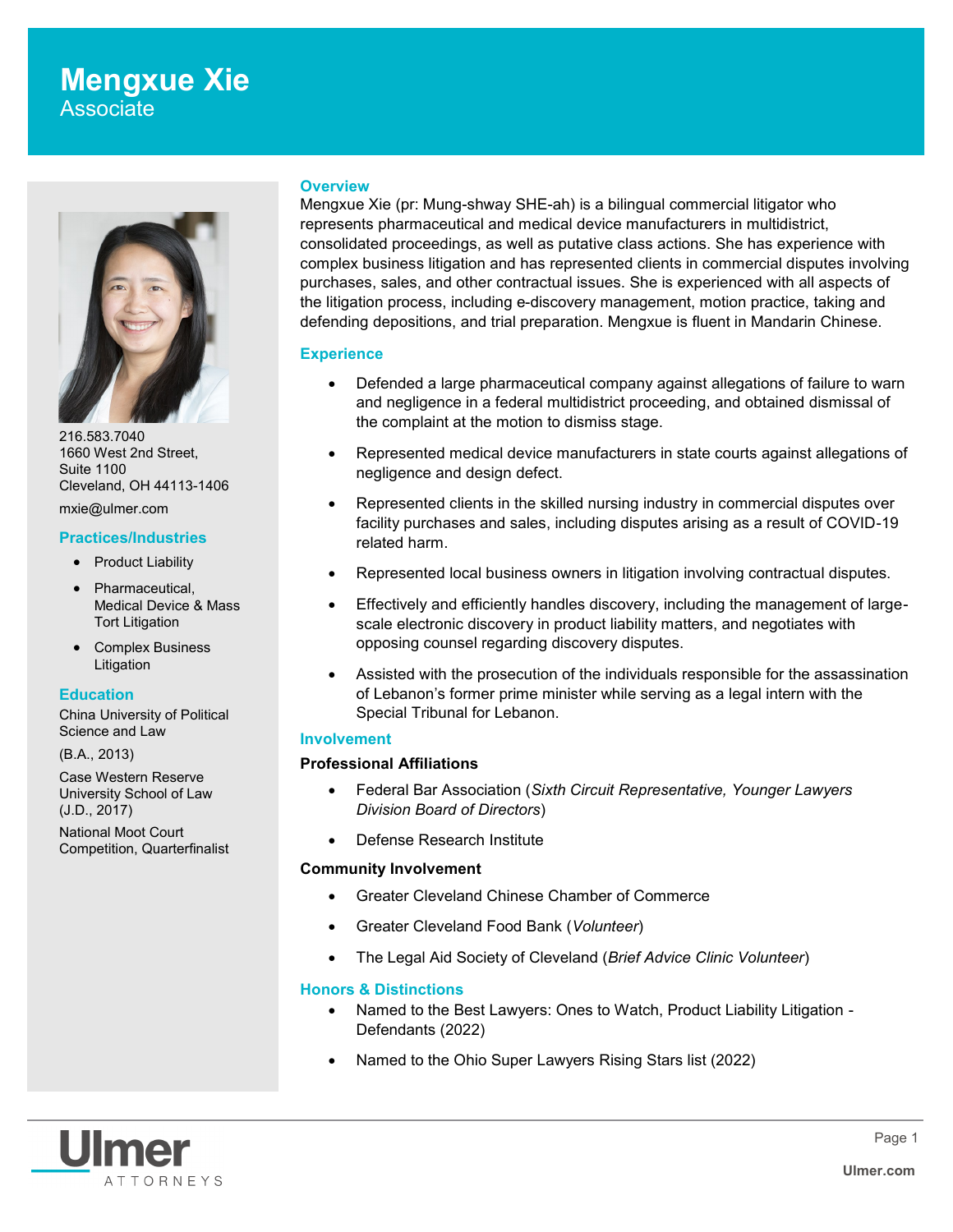# Mengxue Xie

Associate

216.583.7040
1660 West 2nd Street,
Suite 1100
Cleveland, OH 44113-1406

mxie@ulmer.com

## Practices/Industries

- Product Liability
- Pharmaceutical, Medical Device & Mass Tort Litigation
- Complex Business Litigation

## Education

China University of Political Science and Law

(B.A., 2013)

Case Western Reserve University School of Law (J.D., 2017)

National Moot Court Competition, Quarterfinalist

## Overview

Mengxue Xie (pr: Mung-shway SHE-ah) is a bilingual commercial litigator who represents pharmaceutical and medical device manufacturers in multidistrict, consolidated proceedings, as well as putative class actions. She has experience with complex business litigation and has represented clients in commercial disputes involving purchases, sales, and other contractual issues. She is experienced with all aspects of the litigation process, including e-discovery management, motion practice, taking and defending depositions, and trial preparation. Mengxue is fluent in Mandarin Chinese.

## Experience

- Defended a large pharmaceutical company against allegations of failure to warn and negligence in a federal multidistrict proceeding, and obtained dismissal of the complaint at the motion to dismiss stage.
- Represented medical device manufacturers in state courts against allegations of negligence and design defect.
- Represented clients in the skilled nursing industry in commercial disputes over facility purchases and sales, including disputes arising as a result of COVID-19 related harm.
- Represented local business owners in litigation involving contractual disputes.
- Effectively and efficiently handles discovery, including the management of large-scale electronic discovery in product liability matters, and negotiates with opposing counsel regarding discovery disputes.
- Assisted with the prosecution of the individuals responsible for the assassination of Lebanon's former prime minister while serving as a legal intern with the Special Tribunal for Lebanon.

## Involvement

### Professional Affiliations

- Federal Bar Association (*Sixth Circuit Representative, Younger Lawyers Division Board of Directors*)
- Defense Research Institute

### Community Involvement

- Greater Cleveland Chinese Chamber of Commerce
- Greater Cleveland Food Bank (*Volunteer*)
- The Legal Aid Society of Cleveland (*Brief Advice Clinic Volunteer*)

## Honors & Distinctions

- Named to the Best Lawyers: Ones to Watch, Product Liability Litigation - Defendants (2022)
- Named to the Ohio Super Lawyers Rising Stars list (2022)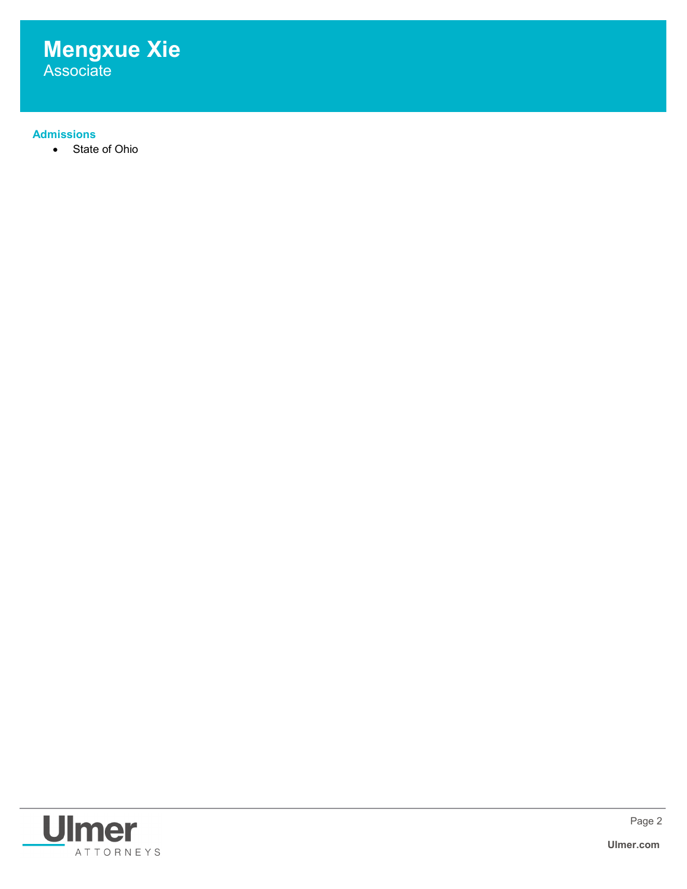# Mengxue Xie
Associate

### Admissions

- State of Ohio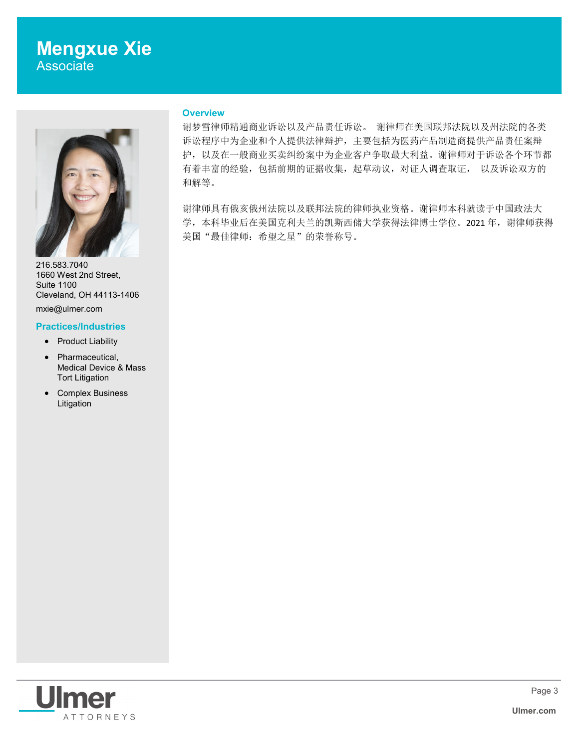# Mengxue Xie

Associate

216.583.7040
1660 West 2nd Street,
Suite 1100
Cleveland, OH 44113-1406

mxie@ulmer.com

## Practices/Industries

- Product Liability
- Pharmaceutical, Medical Device & Mass Tort Litigation
- Complex Business Litigation

## Overview

谢梦雪律师精通商业诉讼以及产品责任诉讼。 谢律师在美国联邦法院以及州法院的各类诉讼程序中为企业和个人提供法律辩护，主要包括为医药产品制造商提供产品责任案辩护，以及在一般商业买卖纠纷案中为企业客户争取最大利益。谢律师对于诉讼各个环节都有着丰富的经验，包括前期的证据收集，起草动议，对证人调查取证， 以及诉讼双方的和解等。

谢律师具有俄亥俄州法院以及联邦法院的律师执业资格。谢律师本科就读于中国政法大学，本科毕业后在美国克利夫兰的凯斯西储大学获得法律博士学位。2021 年，谢律师获得美国“最佳律师：希望之星”的荣誉称号。